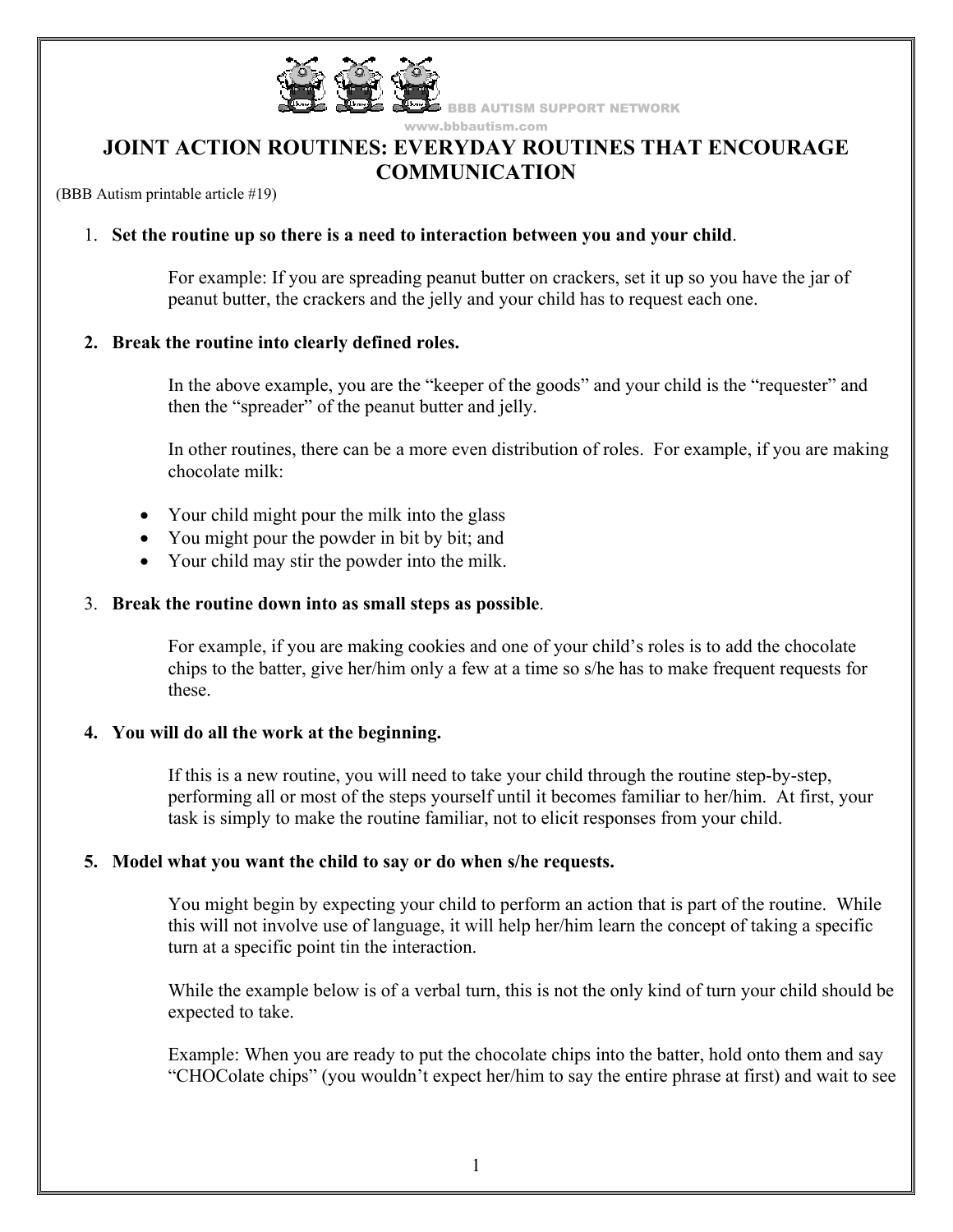BBB AUTISM SUPPORT NETWORK
www.bbbautism.com

# JOINT ACTION ROUTINES: EVERYDAY ROUTINES THAT ENCOURAGE COMMUNICATION

(BBB Autism printable article #19)

1. **Set the routine up so there is a need to interaction between you and your child**.

   For example: If you are spreading peanut butter on crackers, set it up so you have the jar of peanut butter, the crackers and the jelly and your child has to request each one.

2. **Break the routine into clearly defined roles.**

   In the above example, you are the "keeper of the goods" and your child is the "requester" and then the "spreader" of the peanut butter and jelly.

   In other routines, there can be a more even distribution of roles. For example, if you are making chocolate milk:

   - Your child might pour the milk into the glass
   - You might pour the powder in bit by bit; and
   - Your child may stir the powder into the milk.

3. **Break the routine down into as small steps as possible**.

   For example, if you are making cookies and one of your child's roles is to add the chocolate chips to the batter, give her/him only a few at a time so s/he has to make frequent requests for these.

4. **You will do all the work at the beginning.**

   If this is a new routine, you will need to take your child through the routine step-by-step, performing all or most of the steps yourself until it becomes familiar to her/him. At first, your task is simply to make the routine familiar, not to elicit responses from your child.

5. **Model what you want the child to say or do when s/he requests.**

   You might begin by expecting your child to perform an action that is part of the routine. While this will not involve use of language, it will help her/him learn the concept of taking a specific turn at a specific point tin the interaction.

   While the example below is of a verbal turn, this is not the only kind of turn your child should be expected to take.

   Example: When you are ready to put the chocolate chips into the batter, hold onto them and say "CHOColate chips" (you wouldn't expect her/him to say the entire phrase at first) and wait to see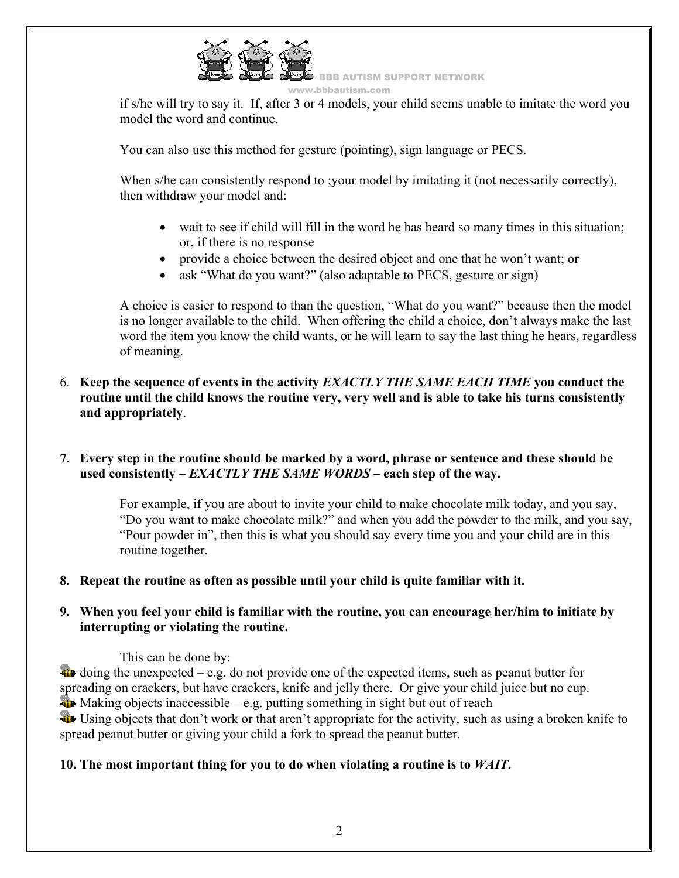if s/he will try to say it. If, after 3 or 4 models, your child seems unable to imitate the word you model the word and continue.

You can also use this method for gesture (pointing), sign language or PECS.

When s/he can consistently respond to ;your model by imitating it (not necessarily correctly), then withdraw your model and:

- wait to see if child will fill in the word he has heard so many times in this situation; or, if there is no response
- provide a choice between the desired object and one that he won't want; or
- ask "What do you want?" (also adaptable to PECS, gesture or sign)

A choice is easier to respond to than the question, "What do you want?" because then the model is no longer available to the child. When offering the child a choice, don't always make the last word the item you know the child wants, or he will learn to say the last thing he hears, regardless of meaning.

6. **Keep the sequence of events in the activity *EXACTLY THE SAME EACH TIME* you conduct the routine until the child knows the routine very, very well and is able to take his turns consistently and appropriately**.

7. **Every step in the routine should be marked by a word, phrase or sentence and these should be used consistently – *EXACTLY THE SAME WORDS* – each step of the way.**

   For example, if you are about to invite your child to make chocolate milk today, and you say, "Do you want to make chocolate milk?" and when you add the powder to the milk, and you say, "Pour powder in", then this is what you should say every time you and your child are in this routine together.

8. **Repeat the routine as often as possible until your child is quite familiar with it.**

9. **When you feel your child is familiar with the routine, you can encourage her/him to initiate by interrupting or violating the routine.**

   This can be done by:

- doing the unexpected – e.g. do not provide one of the expected items, such as peanut butter for spreading on crackers, but have crackers, knife and jelly there. Or give your child juice but no cup.
- Making objects inaccessible – e.g. putting something in sight but out of reach
- Using objects that don't work or that aren't appropriate for the activity, such as using a broken knife to spread peanut butter or giving your child a fork to spread the peanut butter.

10. **The most important thing for you to do when violating a routine is to *WAIT*.**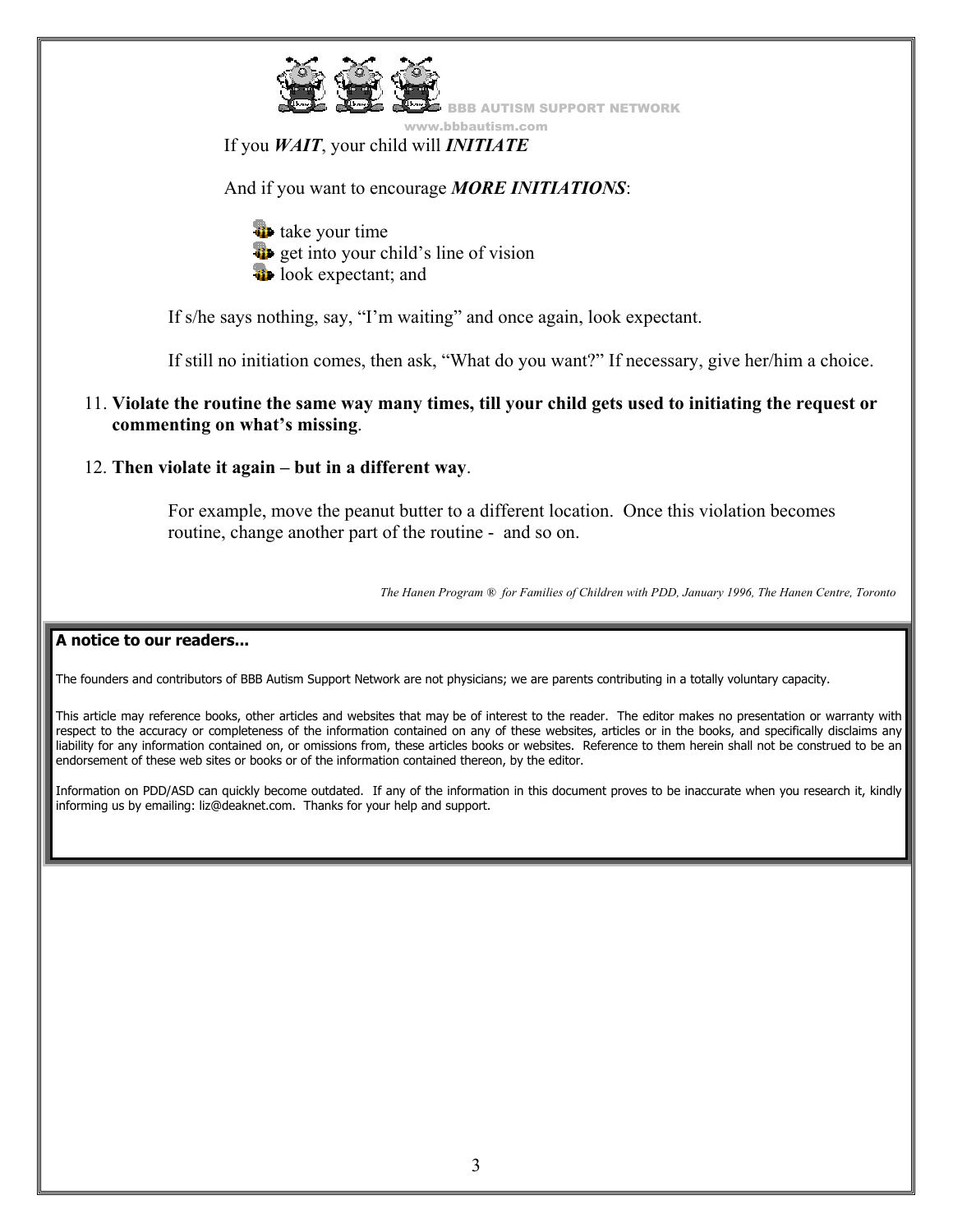BBB AUTISM SUPPORT NETWORK
www.bbbautism.com

If you ***WAIT***, your child will ***INITIATE***

And if you want to encourage ***MORE INITIATIONS***:

- take your time
- get into your child's line of vision
- look expectant; and

If s/he says nothing, say, "I'm waiting" and once again, look expectant.

If still no initiation comes, then ask, "What do you want?" If necessary, give her/him a choice.

11. **Violate the routine the same way many times, till your child gets used to initiating the request or commenting on what's missing**.

12. **Then violate it again – but in a different way**.

    For example, move the peanut butter to a different location. Once this violation becomes routine, change another part of the routine - and so on.

*The Hanen Program ® for Families of Children with PDD, January 1996, The Hanen Centre, Toronto*

**A notice to our readers...**

The founders and contributors of BBB Autism Support Network are not physicians; we are parents contributing in a totally voluntary capacity.

This article may reference books, other articles and websites that may be of interest to the reader. The editor makes no presentation or warranty with respect to the accuracy or completeness of the information contained on any of these websites, articles or in the books, and specifically disclaims any liability for any information contained on, or omissions from, these articles books or websites. Reference to them herein shall not be construed to be an endorsement of these web sites or books or of the information contained thereon, by the editor.

Information on PDD/ASD can quickly become outdated. If any of the information in this document proves to be inaccurate when you research it, kindly informing us by emailing: liz@deaknet.com. Thanks for your help and support.